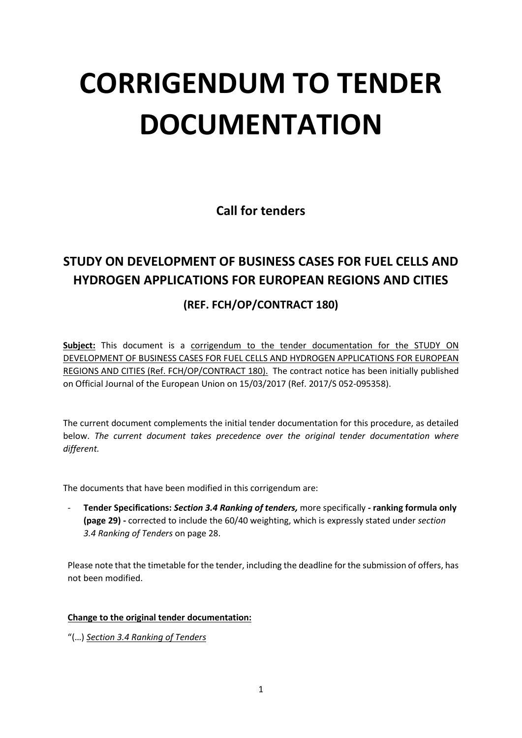# CORRIGENDUM TO TENDER DOCUMENTATION

**Call for tenders**

## STUDY ON DEVELOPMENT OF BUSINESS CASES FOR FUEL CELLS AND HYDROGEN APPLICATIONS FOR EUROPEAN REGIONS AND CITIES

### (REF. FCH/OP/CONTRACT 180)

**Subject:** This document is a corrigendum to the tender documentation for the STUDY ON DEVELOPMENT OF BUSINESS CASES FOR FUEL CELLS AND HYDROGEN APPLICATIONS FOR EUROPEAN REGIONS AND CITIES (Ref. FCH/OP/CONTRACT 180). The contract notice has been initially published on Official Journal of the European Union on 15/03/2017 (Ref. 2017/S 052-095358).

The current document complements the initial tender documentation for this procedure, as detailed below. *The current document takes precedence over the original tender documentation where different.*

The documents that have been modified in this corrigendum are:

- **Tender Specifications:** ***Section 3.4 Ranking of tenders,*** more specifically **- ranking formula only (page 29) -** corrected to include the 60/40 weighting, which is expressly stated under *section 3.4 Ranking of Tenders* on page 28.

Please note that the timetable for the tender, including the deadline for the submission of offers, has not been modified.

**Change to the original tender documentation:**

"(…) *Section 3.4 Ranking of Tenders*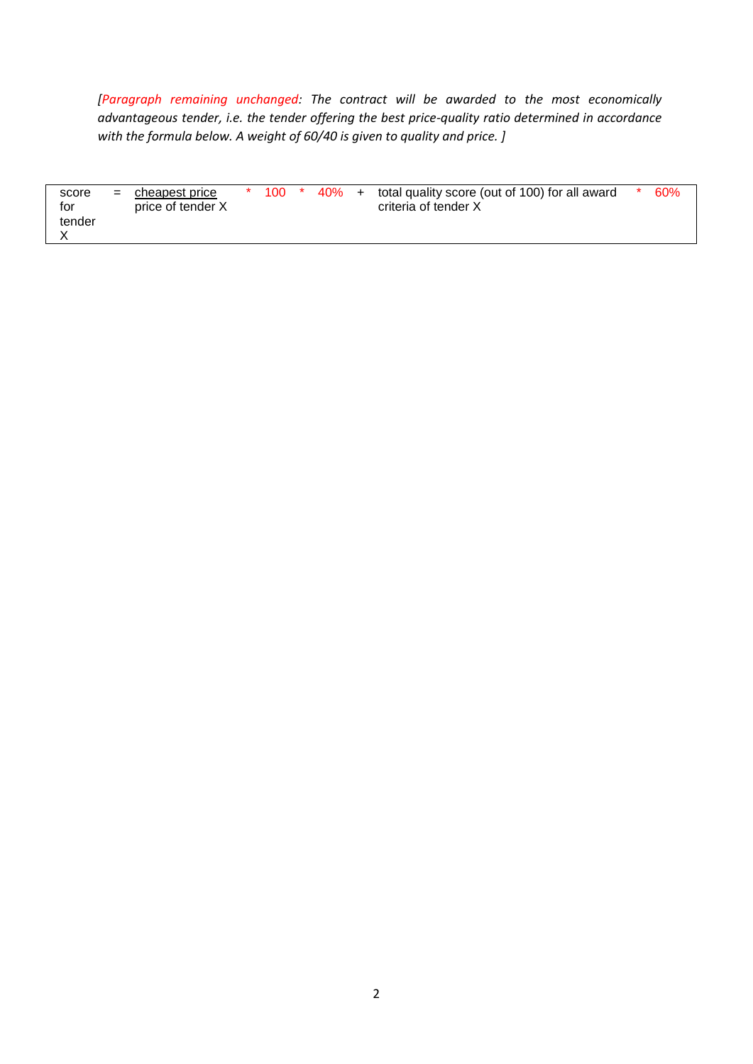*[Paragraph remaining unchanged: The contract will be awarded to the most economically advantageous tender, i.e. the tender offering the best price-quality ratio determined in accordance with the formula below. A weight of 60/40 is given to quality and price. ]*

$$\text{score for tender X} = \frac{\text{cheapest price}}{\text{price of tender X}} * 100 * 40\% + \text{total quality score (out of 100) for all award criteria of tender X} * 60\%$$